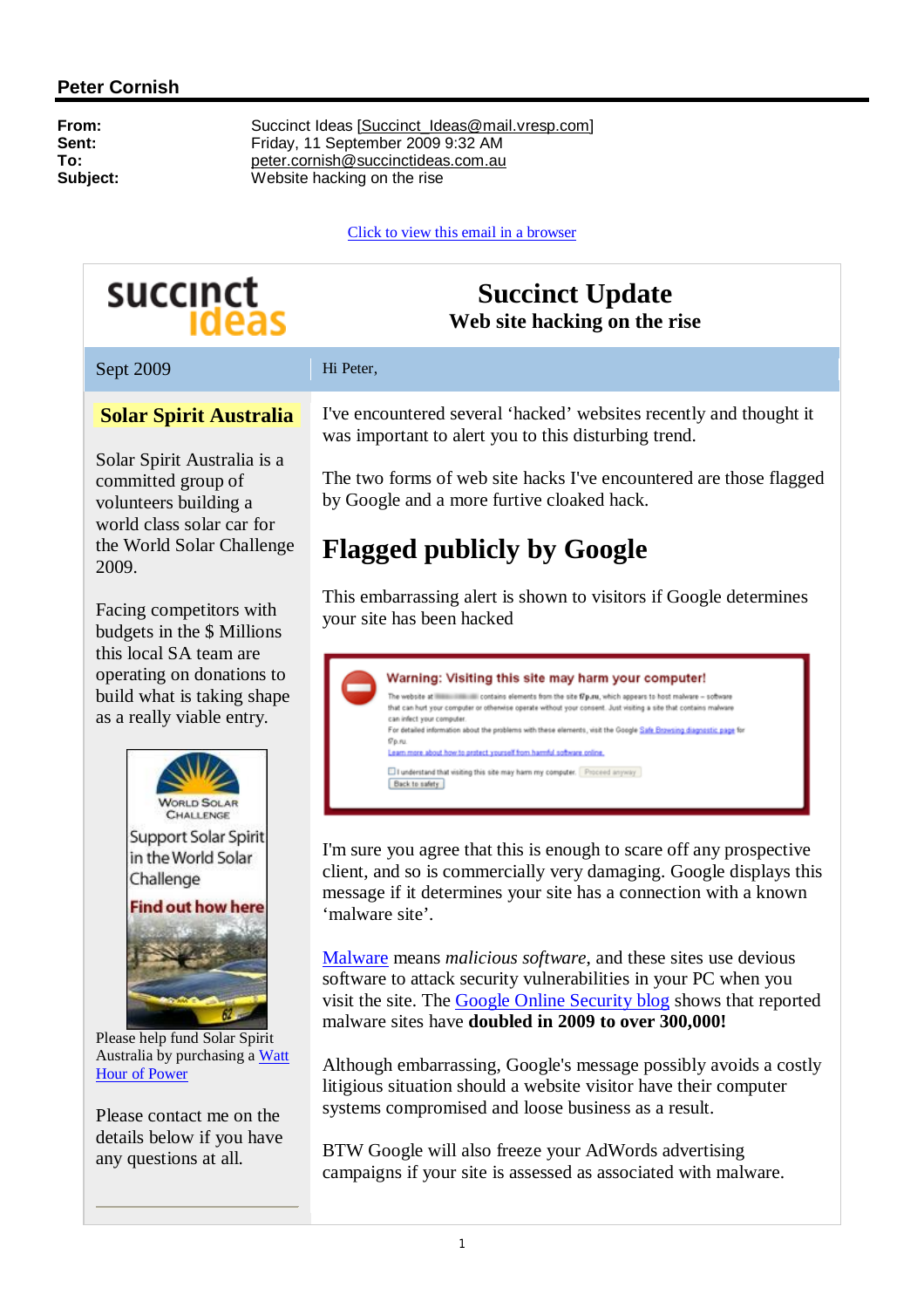**Peter Cornish**

**From:** Succinct Ideas [Succinct_Ideas@mail.vresp.com]
**Sent:** Friday, 11 September 2009 9:32 AM
**To:** peter.cornish@succinctideas.com.au
**Subject:** Website hacking on the rise

Click to view this email in a browser

# Succinct Update

## Web site hacking on the rise

Sept 2009

Hi Peter,

I've encountered several 'hacked' websites recently and thought it was important to alert you to this disturbing trend.

The two forms of web site hacks I've encountered are those flagged by Google and a more furtive cloaked hack.

## Flagged publicly by Google

This embarrassing alert is shown to visitors if Google determines your site has been hacked

Warning: Visiting this site may harm your computer!

I'm sure you agree that this is enough to scare off any prospective client, and so is commercially very damaging. Google displays this message if it determines your site has a connection with a known 'malware site'.

Malware means *malicious software*, and these sites use devious software to attack security vulnerabilities in your PC when you visit the site. The Google Online Security blog shows that reported malware sites have **doubled in 2009 to over 300,000!**

Although embarrassing, Google's message possibly avoids a costly litigious situation should a website visitor have their computer systems compromised and loose business as a result.

BTW Google will also freeze your AdWords advertising campaigns if your site is assessed as associated with malware.

### Solar Spirit Australia

Solar Spirit Australia is a committed group of volunteers building a world class solar car for the World Solar Challenge 2009.

Facing competitors with budgets in the $ Millions this local SA team are operating on donations to build what is taking shape as a really viable entry.

World Solar Challenge
Support Solar Spirit in the World Solar Challenge
**Find out how here**

Please help fund Solar Spirit Australia by purchasing a Watt Hour of Power

Please contact me on the details below if you have any questions at all.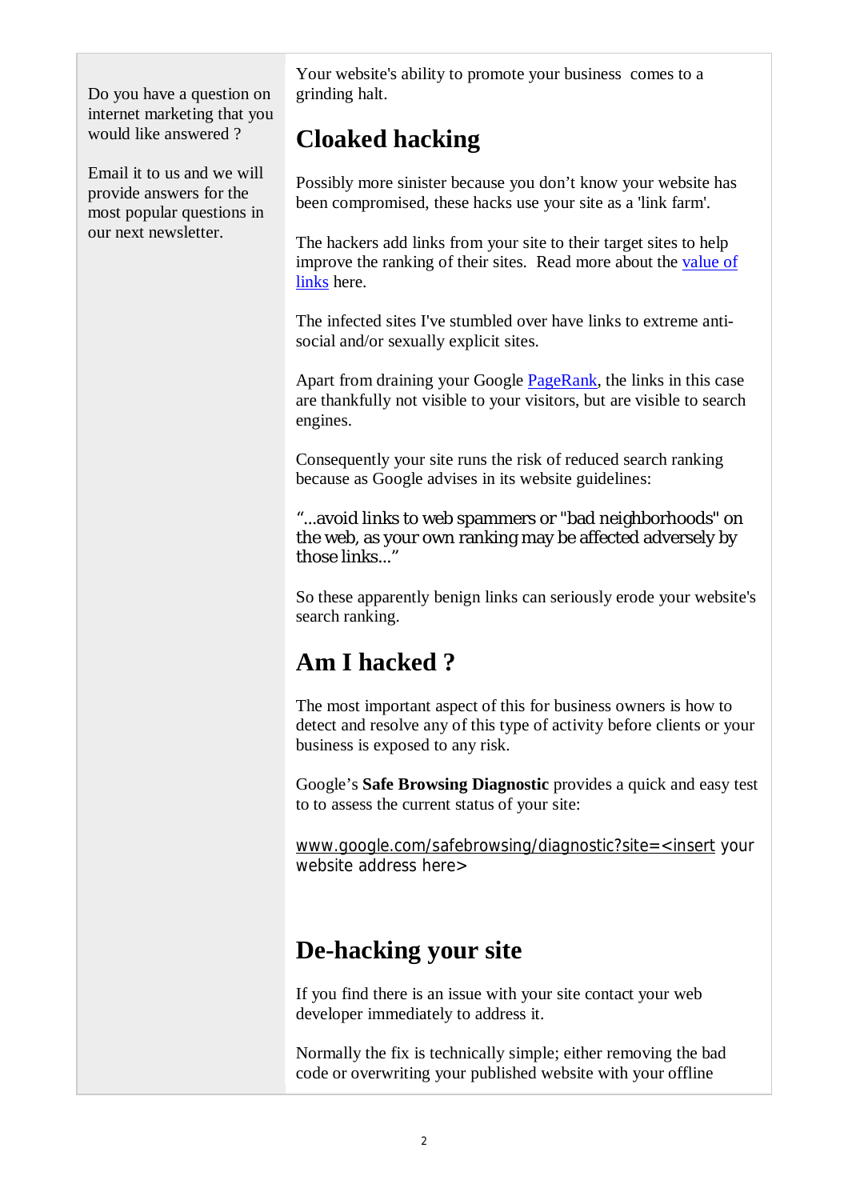Do you have a question on internet marketing that you would like answered ?

Email it to us and we will provide answers for the most popular questions in our next newsletter.

Your website's ability to promote your business comes to a grinding halt.

## Cloaked hacking

Possibly more sinister because you don't know your website has been compromised, these hacks use your site as a 'link farm'.

The hackers add links from your site to their target sites to help improve the ranking of their sites. Read more about the value of links here.

The infected sites I've stumbled over have links to extreme anti-social and/or sexually explicit sites.

Apart from draining your Google PageRank, the links in this case are thankfully not visible to your visitors, but are visible to search engines.

Consequently your site runs the risk of reduced search ranking because as Google advises in its website guidelines:

"...avoid links to web spammers or "bad neighborhoods" on the web, as your own ranking may be affected adversely by those links..."

So these apparently benign links can seriously erode your website's search ranking.

## Am I hacked ?

The most important aspect of this for business owners is how to detect and resolve any of this type of activity before clients or your business is exposed to any risk.

Google's **Safe Browsing Diagnostic** provides a quick and easy test to to assess the current status of your site:

www.google.com/safebrowsing/diagnostic?site=<insert your website address here>

## De-hacking your site

If you find there is an issue with your site contact your web developer immediately to address it.

Normally the fix is technically simple; either removing the bad code or overwriting your published website with your offline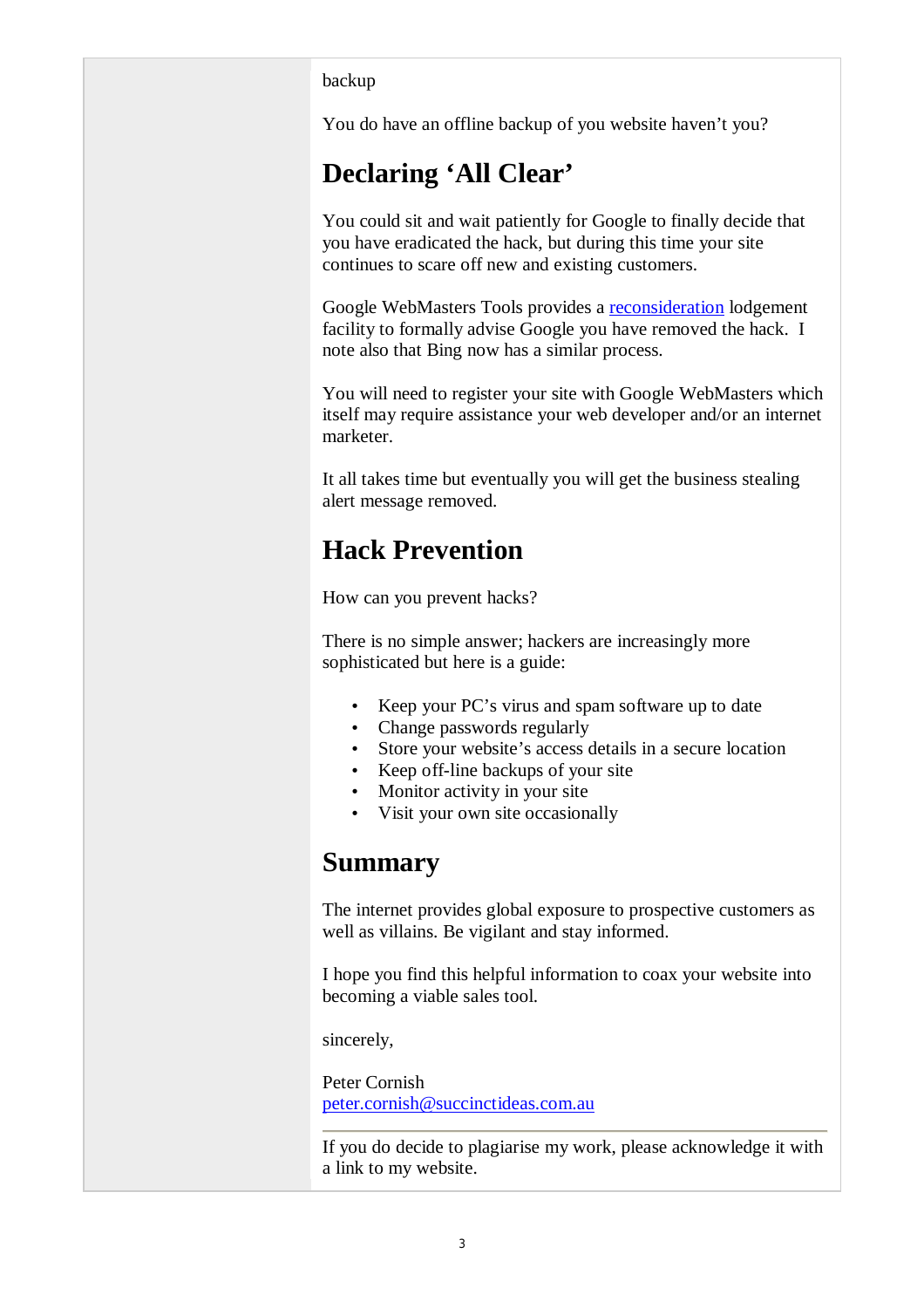backup

You do have an offline backup of you website haven't you?

## Declaring 'All Clear'

You could sit and wait patiently for Google to finally decide that you have eradicated the hack, but during this time your site continues to scare off new and existing customers.

Google WebMasters Tools provides a [reconsideration]() lodgement facility to formally advise Google you have removed the hack. I note also that Bing now has a similar process.

You will need to register your site with Google WebMasters which itself may require assistance your web developer and/or an internet marketer.

It all takes time but eventually you will get the business stealing alert message removed.

## Hack Prevention

How can you prevent hacks?

There is no simple answer; hackers are increasingly more sophisticated but here is a guide:

- Keep your PC's virus and spam software up to date
- Change passwords regularly
- Store your website's access details in a secure location
- Keep off-line backups of your site
- Monitor activity in your site
- Visit your own site occasionally

## Summary

The internet provides global exposure to prospective customers as well as villains. Be vigilant and stay informed.

I hope you find this helpful information to coax your website into becoming a viable sales tool.

sincerely,

Peter Cornish
[peter.cornish@succinctideas.com.au](mailto:peter.cornish@succinctideas.com.au)

---

If you do decide to plagiarise my work, please acknowledge it with a link to my website.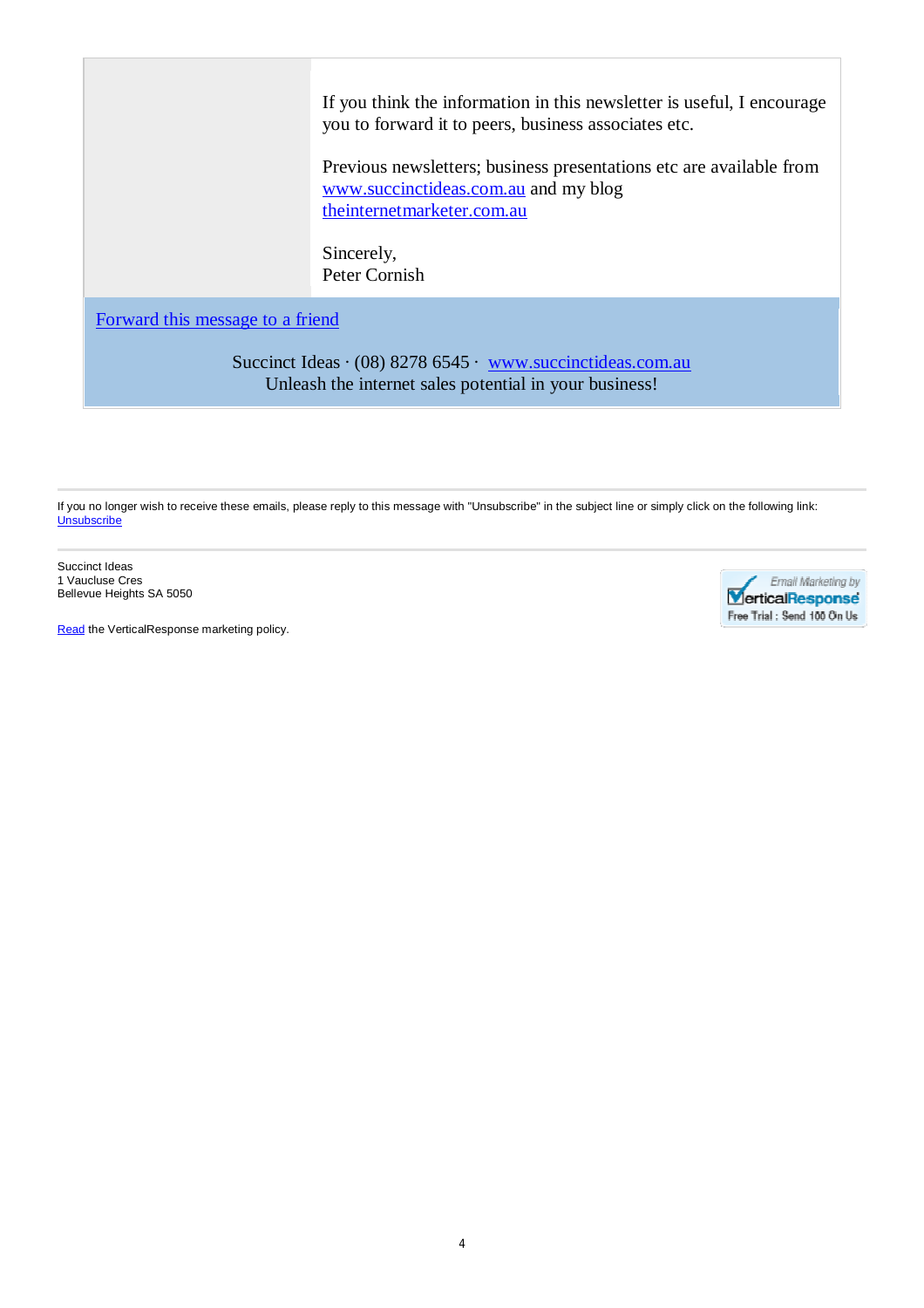If you think the information in this newsletter is useful, I encourage you to forward it to peers, business associates etc.

Previous newsletters; business presentations etc are available from www.succinctideas.com.au and my blog theinternetmarketer.com.au

Sincerely,
Peter Cornish

Forward this message to a friend

Succinct Ideas · (08) 8278 6545 · www.succinctideas.com.au
Unleash the internet sales potential in your business!

---

If you no longer wish to receive these emails, please reply to this message with "Unsubscribe" in the subject line or simply click on the following link: Unsubscribe

---

Succinct Ideas
1 Vaucluse Cres
Bellevue Heights SA 5050

Read the VerticalResponse marketing policy.

Email Marketing by VerticalResponse
Free Trial : Send 100 On Us